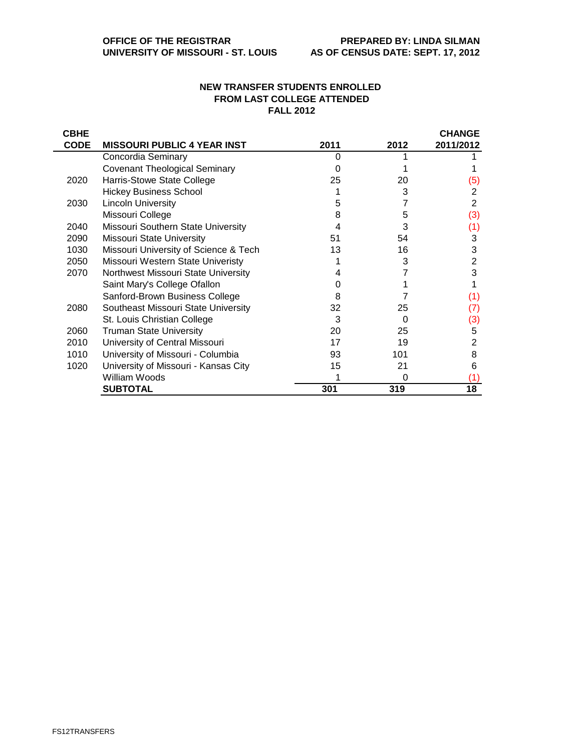**OFFICE OF THE REGISTRAR**
**UNIVERSITY OF MISSOURI - ST. LOUIS**

**PREPARED BY: LINDA SILMAN**
**AS OF CENSUS DATE: SEPT. 17, 2012**

## NEW TRANSFER STUDENTS ENROLLED
## FROM LAST COLLEGE ATTENDED
## FALL 2012

| CBHE CODE | MISSOURI PUBLIC 4 YEAR INST | 2011 | 2012 | CHANGE 2011/2012 |
|---|---|---|---|---|
| | Concordia Seminary | 0 | 1 | 1 |
| | Covenant Theological Seminary | 0 | 1 | 1 |
| 2020 | Harris-Stowe State College | 25 | 20 | (5) |
| | Hickey Business School | 1 | 3 | 2 |
| 2030 | Lincoln University | 5 | 7 | 2 |
| | Missouri College | 8 | 5 | (3) |
| 2040 | Missouri Southern State University | 4 | 3 | (1) |
| 2090 | Missouri State University | 51 | 54 | 3 |
| 1030 | Missouri University of Science & Tech | 13 | 16 | 3 |
| 2050 | Missouri Western State Univeristy | 1 | 3 | 2 |
| 2070 | Northwest Missouri State University | 4 | 7 | 3 |
| | Saint Mary's College Ofallon | 0 | 1 | 1 |
| | Sanford-Brown Business College | 8 | 7 | (1) |
| 2080 | Southeast Missouri State University | 32 | 25 | (7) |
| | St. Louis Christian College | 3 | 0 | (3) |
| 2060 | Truman State University | 20 | 25 | 5 |
| 2010 | University of Central Missouri | 17 | 19 | 2 |
| 1010 | University of Missouri - Columbia | 93 | 101 | 8 |
| 1020 | University of Missouri - Kansas City | 15 | 21 | 6 |
| | William Woods | 1 | 0 | (1) |
| | **SUBTOTAL** | **301** | **319** | **18** |

FS12TRANSFERS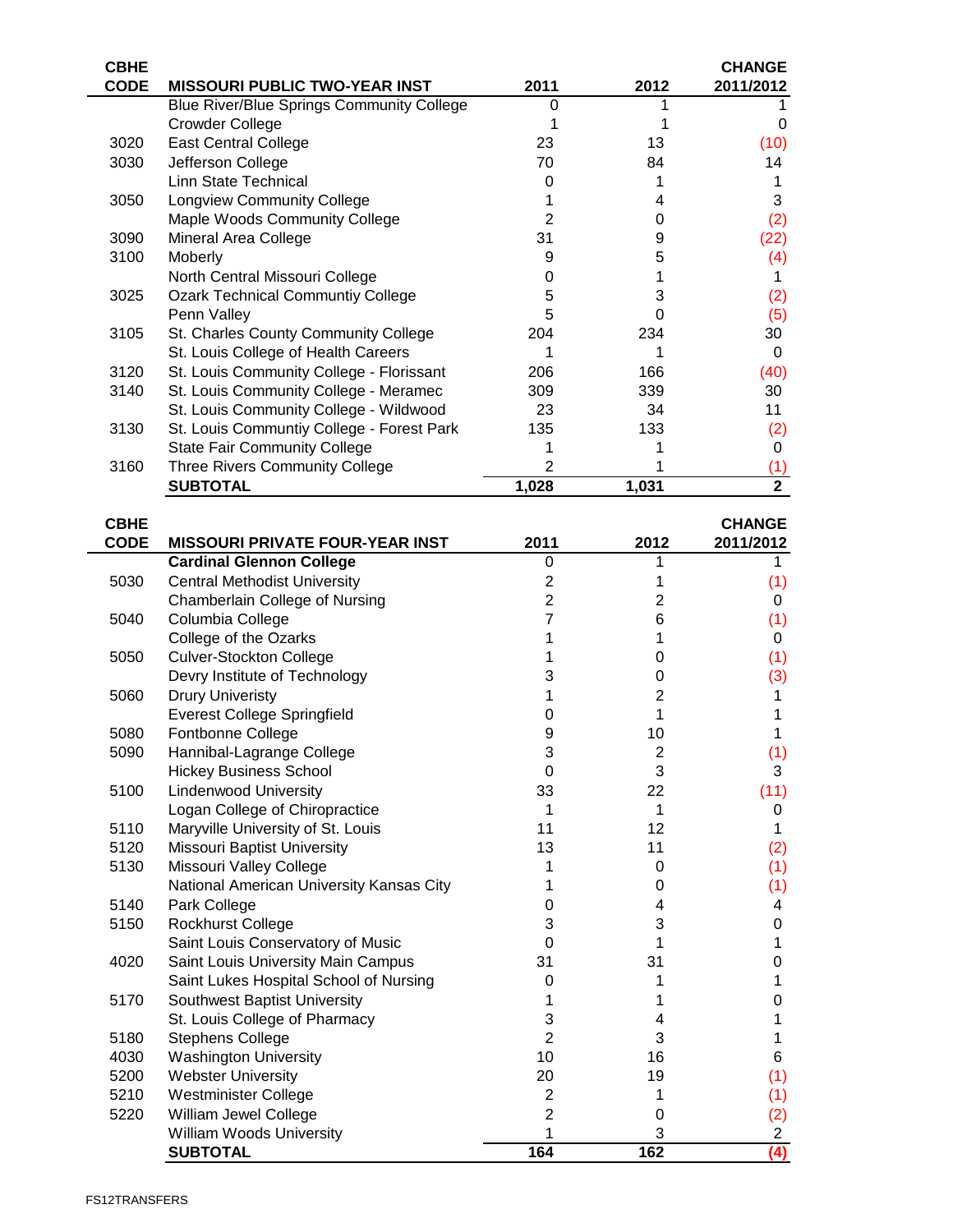| CBHE CODE | MISSOURI PUBLIC TWO-YEAR INST | 2011 | 2012 | CHANGE 2011/2012 |
|---|---|---|---|---|
| | Blue River/Blue Springs Community College | 0 | 1 | 1 |
| | Crowder College | 1 | 1 | 0 |
| 3020 | East Central College | 23 | 13 | (10) |
| 3030 | Jefferson College | 70 | 84 | 14 |
| | Linn State Technical | 0 | 1 | 1 |
| 3050 | Longview Community College | 1 | 4 | 3 |
| | Maple Woods Community College | 2 | 0 | (2) |
| 3090 | Mineral Area College | 31 | 9 | (22) |
| 3100 | Moberly | 9 | 5 | (4) |
| | North Central Missouri College | 0 | 1 | 1 |
| 3025 | Ozark Technical Communtiy College | 5 | 3 | (2) |
| | Penn Valley | 5 | 0 | (5) |
| 3105 | St. Charles County Community College | 204 | 234 | 30 |
| | St. Louis College of Health Careers | 1 | 1 | 0 |
| 3120 | St. Louis Community College - Florissant | 206 | 166 | (40) |
| 3140 | St. Louis Community College - Meramec | 309 | 339 | 30 |
| | St. Louis Community College - Wildwood | 23 | 34 | 11 |
| 3130 | St. Louis Communtiy College - Forest Park | 135 | 133 | (2) |
| | State Fair Community College | 1 | 1 | 0 |
| 3160 | Three Rivers Community College | 2 | 1 | (1) |
| | **SUBTOTAL** | **1,028** | **1,031** | **2** |

| CBHE CODE | MISSOURI PRIVATE FOUR-YEAR INST | 2011 | 2012 | CHANGE 2011/2012 |
|---|---|---|---|---|
| | **Cardinal Glennon College** | 0 | 1 | 1 |
| 5030 | Central Methodist University | 2 | 1 | (1) |
| | Chamberlain College of Nursing | 2 | 2 | 0 |
| 5040 | Columbia College | 7 | 6 | (1) |
| | College of the Ozarks | 1 | 1 | 0 |
| 5050 | Culver-Stockton College | 1 | 0 | (1) |
| | Devry Institute of Technology | 3 | 0 | (3) |
| 5060 | Drury Univeristy | 1 | 2 | 1 |
| | Everest College Springfield | 0 | 1 | 1 |
| 5080 | Fontbonne College | 9 | 10 | 1 |
| 5090 | Hannibal-Lagrange College | 3 | 2 | (1) |
| | Hickey Business School | 0 | 3 | 3 |
| 5100 | Lindenwood University | 33 | 22 | (11) |
| | Logan College of Chiropractice | 1 | 1 | 0 |
| 5110 | Maryville University of St. Louis | 11 | 12 | 1 |
| 5120 | Missouri Baptist University | 13 | 11 | (2) |
| 5130 | Missouri Valley College | 1 | 0 | (1) |
| | National American University Kansas City | 1 | 0 | (1) |
| 5140 | Park College | 0 | 4 | 4 |
| 5150 | Rockhurst College | 3 | 3 | 0 |
| | Saint Louis Conservatory of Music | 0 | 1 | 1 |
| 4020 | Saint Louis University Main Campus | 31 | 31 | 0 |
| | Saint Lukes Hospital School of Nursing | 0 | 1 | 1 |
| 5170 | Southwest Baptist University | 1 | 1 | 0 |
| | St. Louis College of Pharmacy | 3 | 4 | 1 |
| 5180 | Stephens College | 2 | 3 | 1 |
| 4030 | Washington University | 10 | 16 | 6 |
| 5200 | Webster University | 20 | 19 | (1) |
| 5210 | Westminister College | 2 | 1 | (1) |
| 5220 | William Jewel College | 2 | 0 | (2) |
| | William Woods University | 1 | 3 | 2 |
| | **SUBTOTAL** | **164** | **162** | **(4)** |

FS12TRANSFERS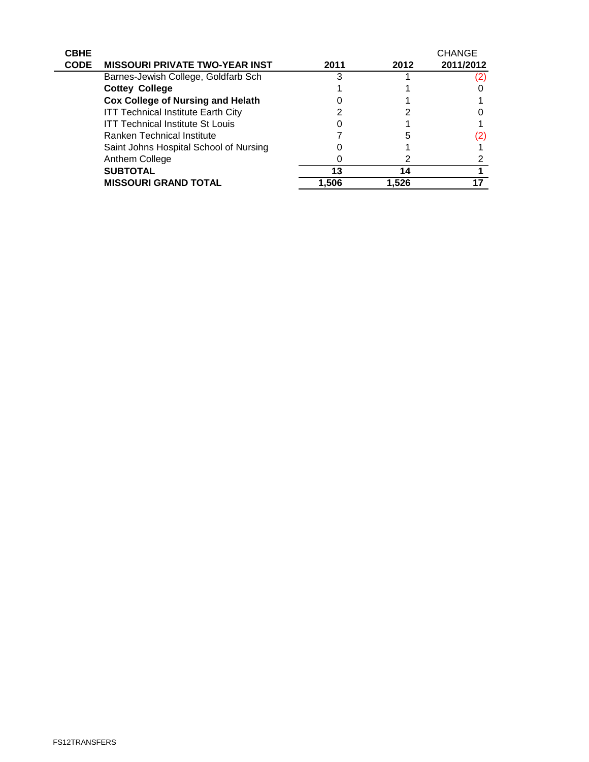| CBHE CODE | MISSOURI PRIVATE TWO-YEAR INST | 2011 | 2012 | CHANGE 2011/2012 |
|---|---|---|---|---|
| | Barnes-Jewish College, Goldfarb Sch | 3 | 1 | (2) |
| | **Cottey College** | 1 | 1 | 0 |
| | **Cox College of Nursing and Helath** | 0 | 1 | 1 |
| | ITT Technical Institute Earth City | 2 | 2 | 0 |
| | ITT Technical Institute St Louis | 0 | 1 | 1 |
| | Ranken Technical Institute | 7 | 5 | (2) |
| | Saint Johns Hospital School of Nursing | 0 | 1 | 1 |
| | Anthem College | 0 | 2 | 2 |
| | **SUBTOTAL** | **13** | **14** | **1** |
| | **MISSOURI GRAND TOTAL** | **1,506** | **1,526** | **17** |

FS12TRANSFERS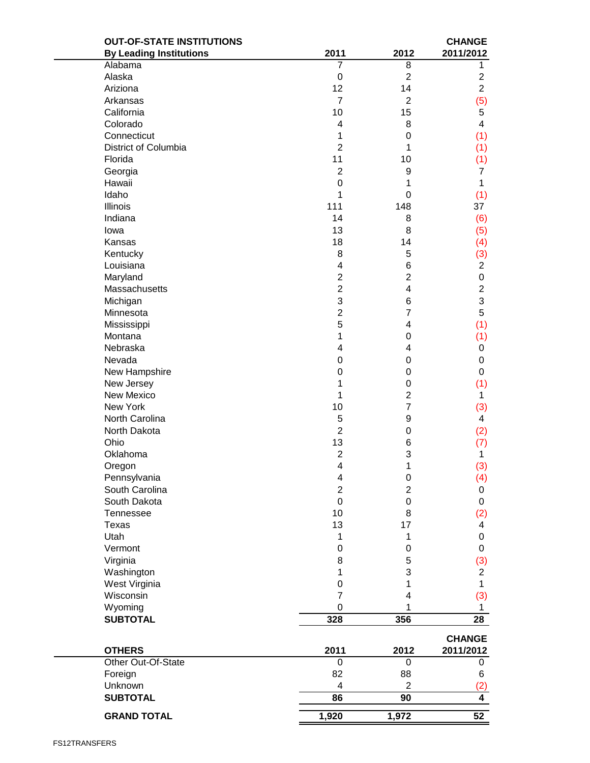| OUT-OF-STATE INSTITUTIONS<br>By Leading Institutions | 2011 | 2012 | CHANGE<br>2011/2012 |
|---|---|---|---|
| Alabama | 7 | 8 | 1 |
| Alaska | 0 | 2 | 2 |
| Ariziona | 12 | 14 | 2 |
| Arkansas | 7 | 2 | (5) |
| California | 10 | 15 | 5 |
| Colorado | 4 | 8 | 4 |
| Connecticut | 1 | 0 | (1) |
| District of Columbia | 2 | 1 | (1) |
| Florida | 11 | 10 | (1) |
| Georgia | 2 | 9 | 7 |
| Hawaii | 0 | 1 | 1 |
| Idaho | 1 | 0 | (1) |
| Illinois | 111 | 148 | 37 |
| Indiana | 14 | 8 | (6) |
| Iowa | 13 | 8 | (5) |
| Kansas | 18 | 14 | (4) |
| Kentucky | 8 | 5 | (3) |
| Louisiana | 4 | 6 | 2 |
| Maryland | 2 | 2 | 0 |
| Massachusetts | 2 | 4 | 2 |
| Michigan | 3 | 6 | 3 |
| Minnesota | 2 | 7 | 5 |
| Mississippi | 5 | 4 | (1) |
| Montana | 1 | 0 | (1) |
| Nebraska | 4 | 4 | 0 |
| Nevada | 0 | 0 | 0 |
| New Hampshire | 0 | 0 | 0 |
| New Jersey | 1 | 0 | (1) |
| New Mexico | 1 | 2 | 1 |
| New York | 10 | 7 | (3) |
| North Carolina | 5 | 9 | 4 |
| North Dakota | 2 | 0 | (2) |
| Ohio | 13 | 6 | (7) |
| Oklahoma | 2 | 3 | 1 |
| Oregon | 4 | 1 | (3) |
| Pennsylvania | 4 | 0 | (4) |
| South Carolina | 2 | 2 | 0 |
| South Dakota | 0 | 0 | 0 |
| Tennessee | 10 | 8 | (2) |
| Texas | 13 | 17 | 4 |
| Utah | 1 | 1 | 0 |
| Vermont | 0 | 0 | 0 |
| Virginia | 8 | 5 | (3) |
| Washington | 1 | 3 | 2 |
| West Virginia | 0 | 1 | 1 |
| Wisconsin | 7 | 4 | (3) |
| Wyoming | 0 | 1 | 1 |
| **SUBTOTAL** | **328** | **356** | **28** |

| OTHERS | 2011 | 2012 | CHANGE<br>2011/2012 |
|---|---|---|---|
| Other Out-Of-State | 0 | 0 | 0 |
| Foreign | 82 | 88 | 6 |
| Unknown | 4 | 2 | (2) |
| **SUBTOTAL** | **86** | **90** | **4** |
| **GRAND TOTAL** | **1,920** | **1,972** | **52** |

FS12TRANSFERS